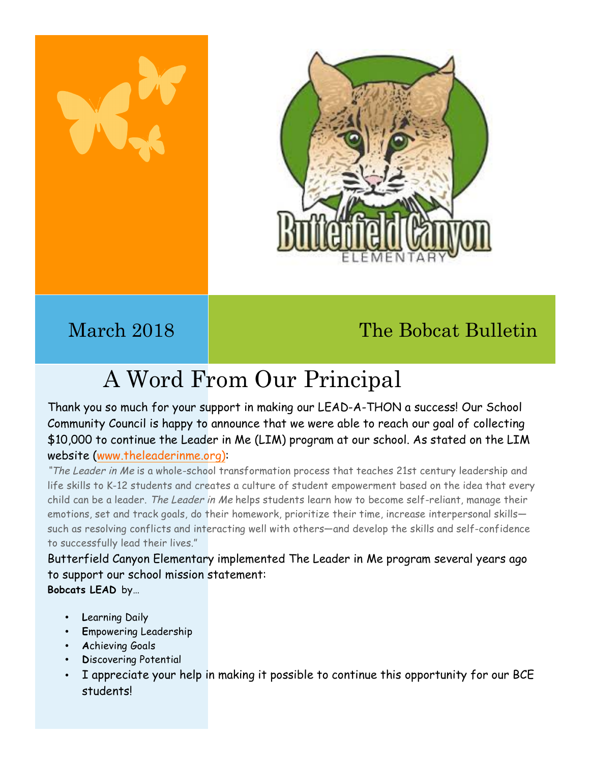Butterfield Canyon ELEMENTARY

March 2018

# The Bobcat Bulletin

## A Word From Our Principal

Thank you so much for your support in making our LEAD-A-THON a success! Our School Community Council is happy to announce that we were able to reach our goal of collecting $10,000 to continue the Leader in Me (LIM) program at our school. As stated on the LIM website (www.theleaderinme.org):

> "*The Leader in Me* is a whole-school transformation process that teaches 21st century leadership and life skills to K-12 students and creates a culture of student empowerment based on the idea that every child can be a leader. *The Leader in Me* helps students learn how to become self-reliant, manage their emotions, set and track goals, do their homework, prioritize their time, increase interpersonal skills—such as resolving conflicts and interacting well with others—and develop the skills and self-confidence to successfully lead their lives."

Butterfield Canyon Elementary implemented The Leader in Me program several years ago to support our school mission statement:

**Bobcats LEAD** by…

- **L**earning Daily
- **E**mpowering Leadership
- **A**chieving Goals
- **D**iscovering Potential
- I appreciate your help in making it possible to continue this opportunity for our BCE students!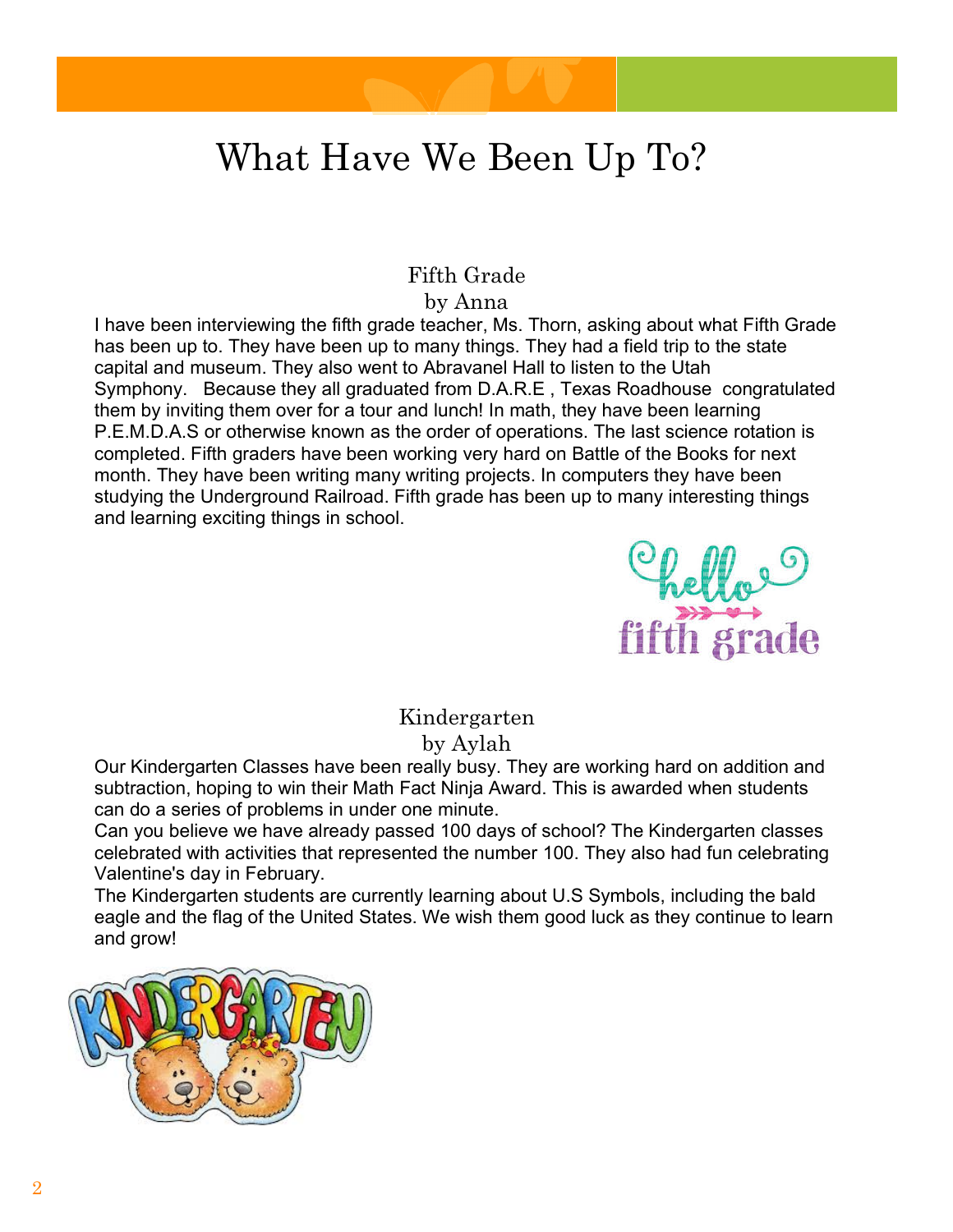# What Have We Been Up To?

## Fifth Grade

by Anna

I have been interviewing the fifth grade teacher, Ms. Thorn, asking about what Fifth Grade has been up to. They have been up to many things. They had a field trip to the state capital and museum. They also went to Abravanel Hall to listen to the Utah Symphony. Because they all graduated from D.A.R.E , Texas Roadhouse congratulated them by inviting them over for a tour and lunch! In math, they have been learning P.E.M.D.A.S or otherwise known as the order of operations. The last science rotation is completed. Fifth graders have been working very hard on Battle of the Books for next month. They have been writing many writing projects. In computers they have been studying the Underground Railroad. Fifth grade has been up to many interesting things and learning exciting things in school.

## Kindergarten

by Aylah

Our Kindergarten Classes have been really busy. They are working hard on addition and subtraction, hoping to win their Math Fact Ninja Award. This is awarded when students can do a series of problems in under one minute.

Can you believe we have already passed 100 days of school? The Kindergarten classes celebrated with activities that represented the number 100. They also had fun celebrating Valentine's day in February.

The Kindergarten students are currently learning about U.S Symbols, including the bald eagle and the flag of the United States. We wish them good luck as they continue to learn and grow!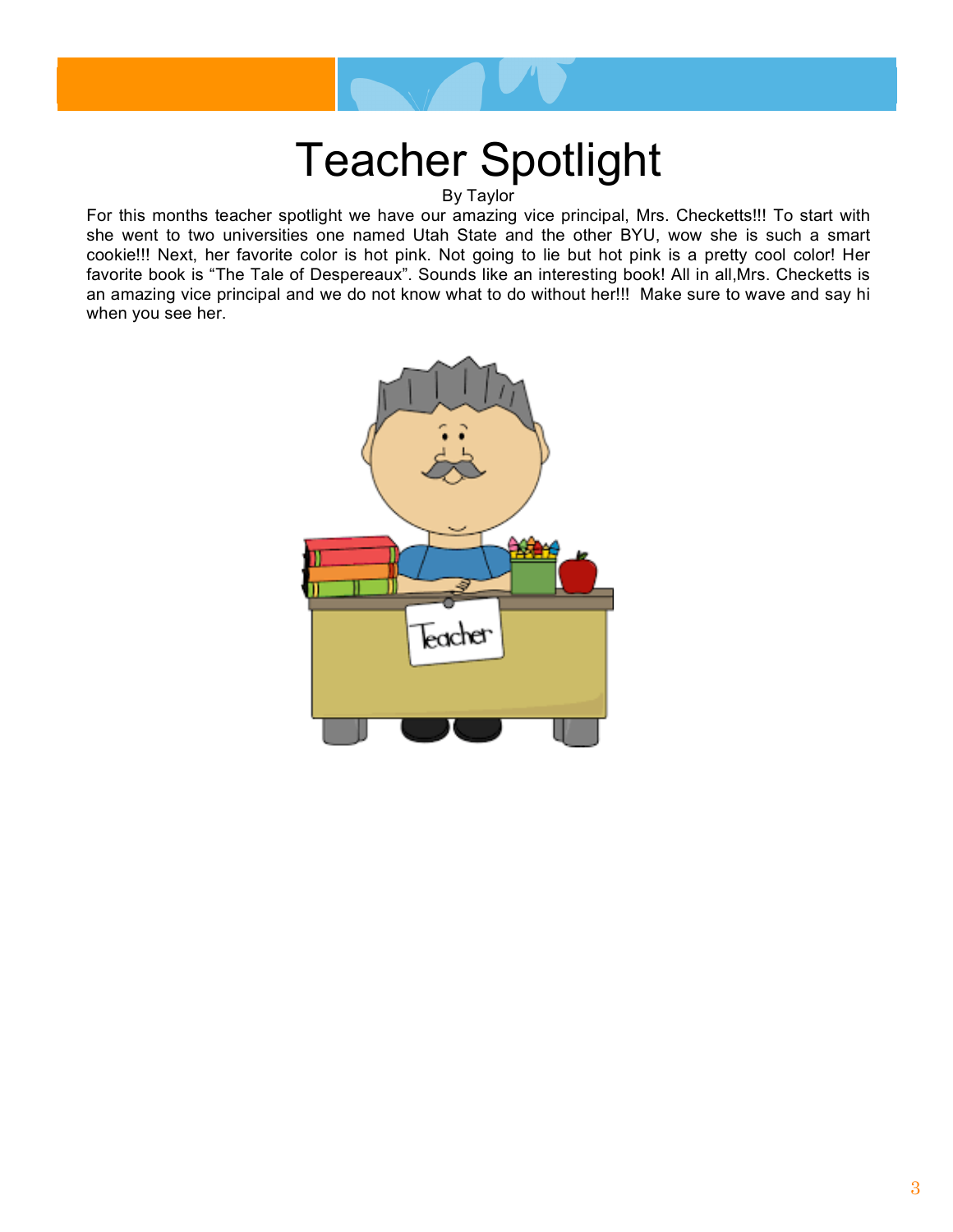# Teacher Spotlight

By Taylor

For this months teacher spotlight we have our amazing vice principal, Mrs. Checketts!!! To start with she went to two universities one named Utah State and the other BYU, wow she is such a smart cookie!!! Next, her favorite color is hot pink. Not going to lie but hot pink is a pretty cool color! Her favorite book is “The Tale of Despereaux”. Sounds like an interesting book! All in all,Mrs. Checketts is an amazing vice principal and we do not know what to do without her!!! Make sure to wave and say hi when you see her.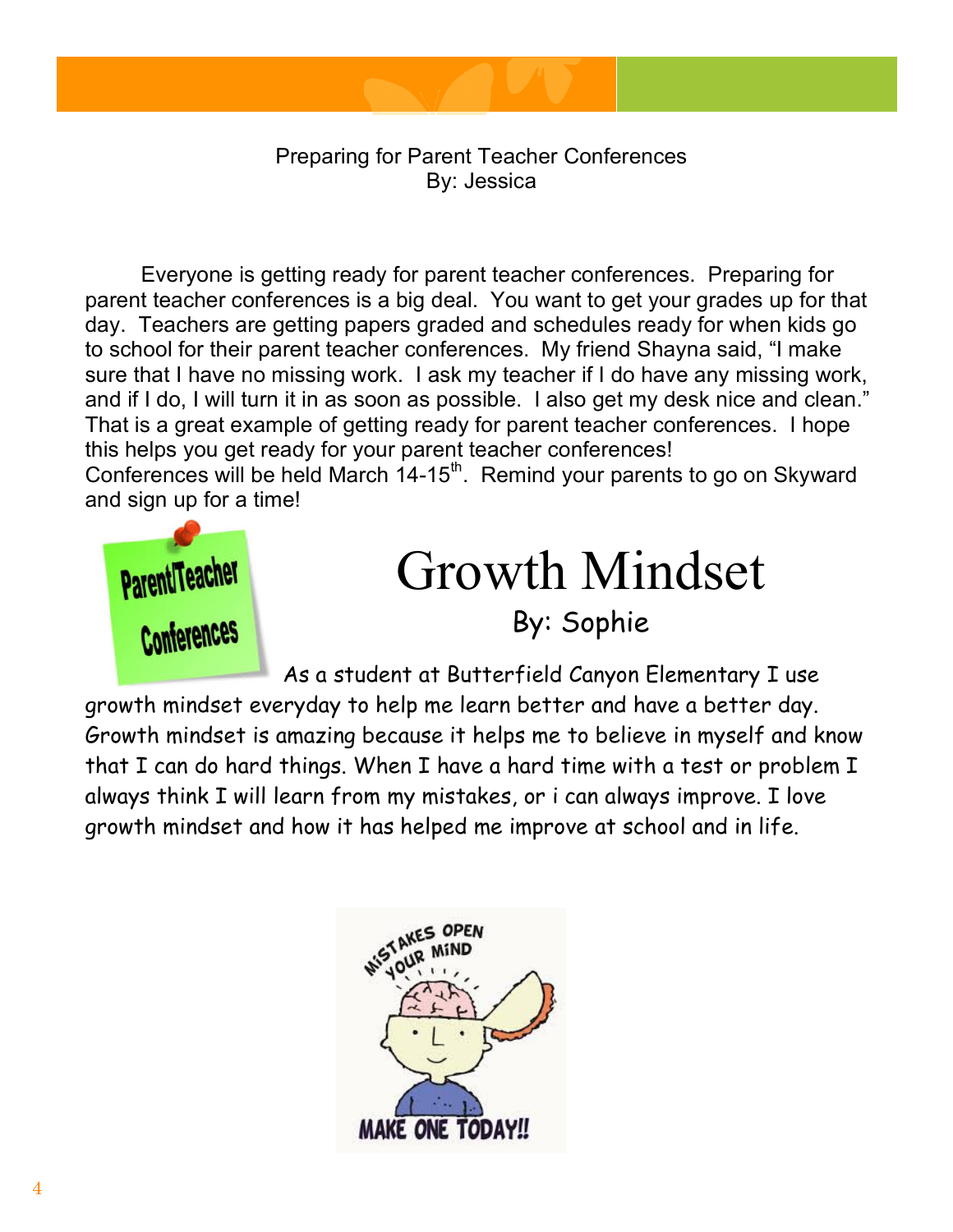## Preparing for Parent Teacher Conferences

By: Jessica

Everyone is getting ready for parent teacher conferences. Preparing for parent teacher conferences is a big deal. You want to get your grades up for that day. Teachers are getting papers graded and schedules ready for when kids go to school for their parent teacher conferences. My friend Shayna said, “I make sure that I have no missing work. I ask my teacher if I do have any missing work, and if I do, I will turn it in as soon as possible. I also get my desk nice and clean.” That is a great example of getting ready for parent teacher conferences. I hope this helps you get ready for your parent teacher conferences!
Conferences will be held March 14-15th. Remind your parents to go on Skyward and sign up for a time!

# Growth Mindset

By: Sophie

As a student at Butterfield Canyon Elementary I use growth mindset everyday to help me learn better and have a better day. Growth mindset is amazing because it helps me to believe in myself and know that I can do hard things. When I have a hard time with a test or problem I always think I will learn from my mistakes, or i can always improve. I love growth mindset and how it has helped me improve at school and in life.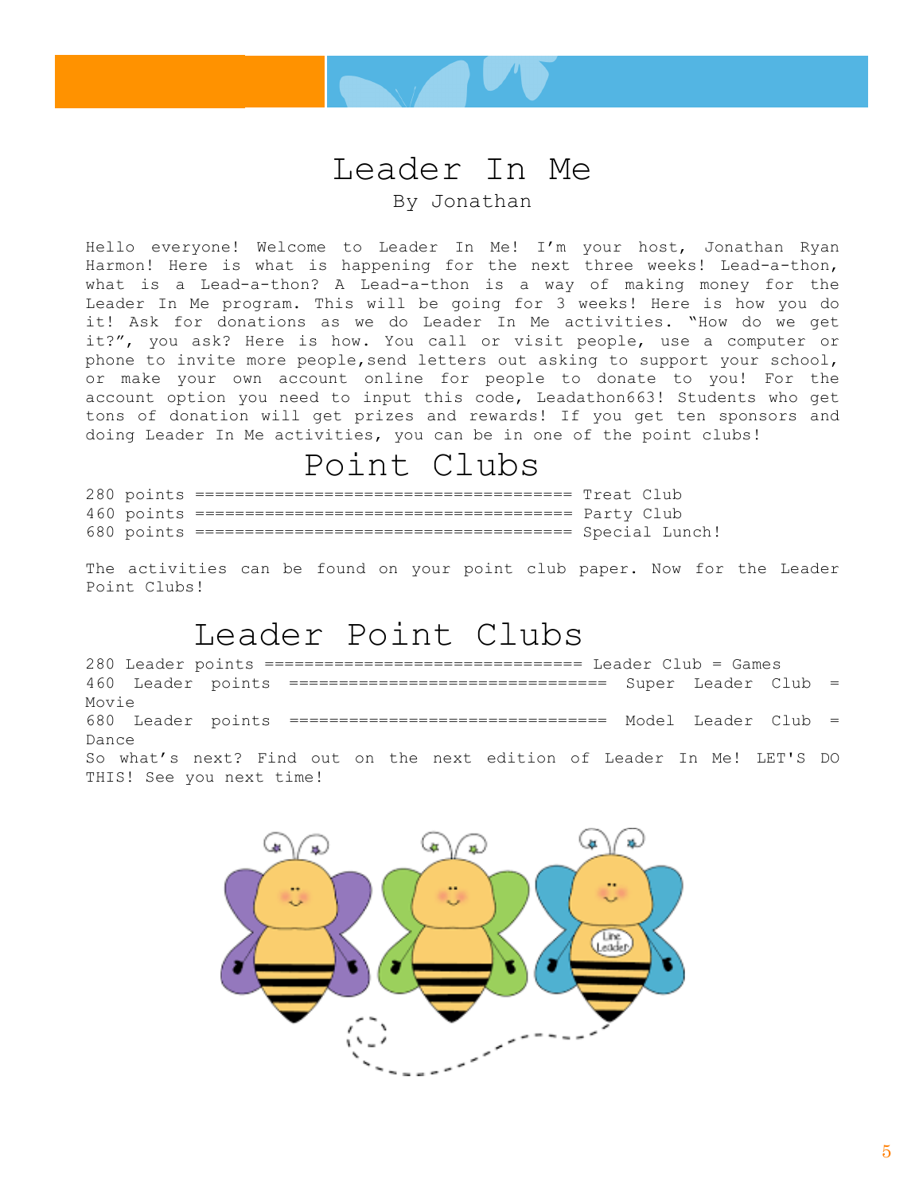# Leader In Me

By Jonathan

Hello everyone! Welcome to Leader In Me! I'm your host, Jonathan Ryan Harmon! Here is what is happening for the next three weeks! Lead-a-thon, what is a Lead-a-thon? A Lead-a-thon is a way of making money for the Leader In Me program. This will be going for 3 weeks! Here is how you do it! Ask for donations as we do Leader In Me activities. "How do we get it?", you ask? Here is how. You call or visit people, use a computer or phone to invite more people,send letters out asking to support your school, or make your own account online for people to donate to you! For the account option you need to input this code, Leadathon663! Students who get tons of donation will get prizes and rewards! If you get ten sponsors and doing Leader In Me activities, you can be in one of the point clubs!

## Point Clubs

280 points ====================================== Treat Club
460 points ====================================== Party Club
680 points ====================================== Special Lunch!

The activities can be found on your point club paper. Now for the Leader Point Clubs!

## Leader Point Clubs

280 Leader points ================================ Leader Club = Games
460 Leader points ================================ Super Leader Club = Movie
680 Leader points ================================ Model Leader Club = Dance

So what's next? Find out on the next edition of Leader In Me! LET'S DO THIS! See you next time!